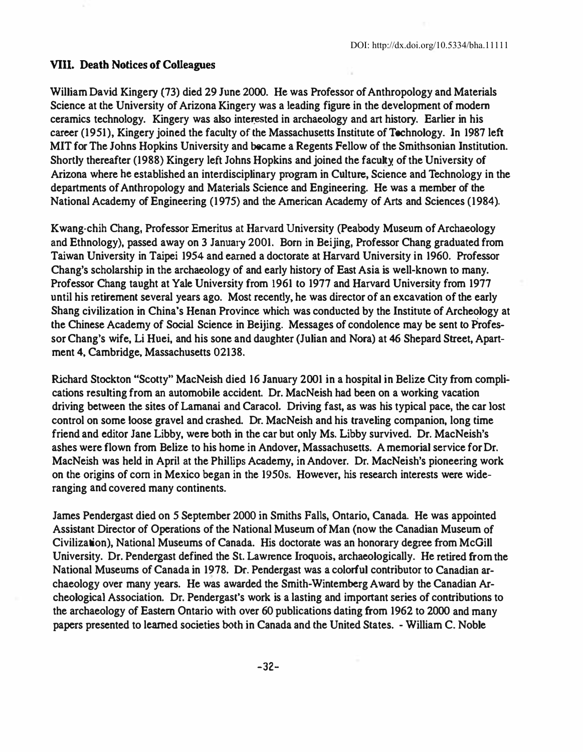## VIII. Death Notices of Colleagues

William David Kingery (73) died 29 June 2000. He was Professor of Anthropology and Materials Science at the University of Arizona Kingery was a leading figure in the development of modern ceramics technology. Kingery was also interested in archaeology and art history. Earlier in his career (1951), Kingery joined the faculty of the Massachusetts Institute of Technology. In 1987 left MIT for The Johns Hopkins University and became a Regents Fellow of the Smithsonian Institution. Shortly thereafter (1988) Kingery left Johns Hopkins and joined the faculty of the University of Arizona where he established an interdisciplinary program in Culture, Science and Technology in the departments of Anthropology and Materials Science and Engineering. He was a member of the National Academy of Engineering (1975) and the American Academy of Arts and Sciences (1984).

Kwang-chih Chang, Professor Emeritus at Harvard University (Peabody Museum of Archaeology and Ethnology), passed away on 3 January 2001. Born in Beijing, Professor Chang graduated from Taiwan University in Taipei 1954 and earned a doctorate at Harvard University in 1960. Professor Chang's scholarship in the archaeology of and early history of East Asia is well-known to many. Professor Chang taught at Yale University from 1961 to 1977 and Harvard University from 1977 until his retirement several years ago. Most recently, he was director of an excavation of the early Shang civilization in China's Henan Province which was conducted by the Institute of Archeology at the Chinese Academy of Social Science in Beijing. Messages of condolence may be sent to Professor Chang's wife, Li Huei, and his sone and daughter (Julian and Nora) at 46 Shepard Street, Apartment 4, Cambridge, Massachusetts 02138.

Richard Stockton "Scotty" MacNeish died 16 January 2001 in a hospital in Belize City from complications resulting from an automobile accident. Dr. MacNeish had been on a working vacation driving between the sites of Lamanai and Caracol. Driving fast, as was his typical pace, the car lost control on some loose gravel and crashed. Dr. MacNeish and his traveling companion, long time friend and editor Jane Libby, were both in the car but only Ms. Libby survived. Dr. MacNeish's ashes were flown from Belize to his home in Andover, Massachusetts. A memorial service for Dr. MacNeish was held in April at the Phillips Academy, in Andover. Dr. MacNeish's pioneering work on the origins of corn in Mexico began in the 1950s. However, his research interests were wide-ranging and covered many continents.

James Pendergast died on 5 September 2000 in Smiths Falls, Ontario, Canada. He was appointed Assistant Director of Operations of the National Museum of Man (now the Canadian Museum of Civilization), National Museums of Canada. His doctorate was an honorary degree from McGill University. Dr. Pendergast defined the St. Lawrence Iroquois, archaeologically. He retired from the National Museums of Canada in 1978. Dr. Pendergast was a colorful contributor to Canadian archaeology over many years. He was awarded the Smith-Wintemberg Award by the Canadian Archeological Association. Dr. Pendergast's work is a lasting and important series of contributions to the archaeology of Eastern Ontario with over 60 publications dating from 1962 to 2000 and many papers presented to learned societies both in Canada and the United States. - William C. Noble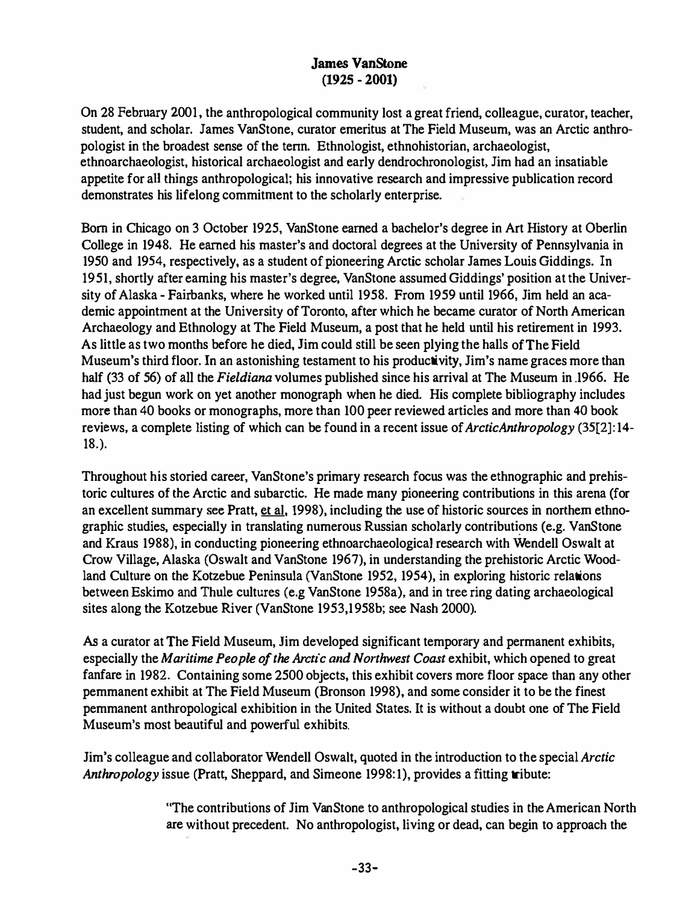## James VanStone
## (1925 - 2001)

On 28 February 2001, the anthropological community lost a great friend, colleague, curator, teacher, student, and scholar. James VanStone, curator emeritus at The Field Museum, was an Arctic anthropologist in the broadest sense of the term. Ethnologist, ethnohistorian, archaeologist, ethnoarchaeologist, historical archaeologist and early dendrochronologist, Jim had an insatiable appetite for all things anthropological; his innovative research and impressive publication record demonstrates his lifelong commitment to the scholarly enterprise.

Born in Chicago on 3 October 1925, VanStone earned a bachelor's degree in Art History at Oberlin College in 1948. He earned his master's and doctoral degrees at the University of Pennsylvania in 1950 and 1954, respectively, as a student of pioneering Arctic scholar James Louis Giddings. In 1951, shortly after earning his master's degree, VanStone assumed Giddings' position at the University of Alaska - Fairbanks, where he worked until 1958. From 1959 until 1966, Jim held an academic appointment at the University of Toronto, after which he became curator of North American Archaeology and Ethnology at The Field Museum, a post that he held until his retirement in 1993. As little as two months before he died, Jim could still be seen plying the halls of The Field Museum's third floor. In an astonishing testament to his productivity, Jim's name graces more than half (33 of 56) of all the *Fieldiana* volumes published since his arrival at The Museum in 1966. He had just begun work on yet another monograph when he died. His complete bibliography includes more than 40 books or monographs, more than 100 peer reviewed articles and more than 40 book reviews, a complete listing of which can be found in a recent issue of *ArcticAnthropology* (35[2]:14-18.).

Throughout his storied career, VanStone's primary research focus was the ethnographic and prehistoric cultures of the Arctic and subarctic. He made many pioneering contributions in this arena (for an excellent summary see Pratt, et al, 1998), including the use of historic sources in northern ethnographic studies, especially in translating numerous Russian scholarly contributions (e.g. VanStone and Kraus 1988), in conducting pioneering ethnoarchaeological research with Wendell Oswalt at Crow Village, Alaska (Oswalt and VanStone 1967), in understanding the prehistoric Arctic Woodland Culture on the Kotzebue Peninsula (VanStone 1952, 1954), in exploring historic relations between Eskimo and Thule cultures (e.g VanStone 1958a), and in tree ring dating archaeological sites along the Kotzebue River (VanStone 1953,1958b; see Nash 2000).

As a curator at The Field Museum, Jim developed significant temporary and permanent exhibits, especially the *Maritime People of the Arctic and Northwest Coast* exhibit, which opened to great fanfare in 1982. Containing some 2500 objects, this exhibit covers more floor space than any other pemmanent exhibit at The Field Museum (Bronson 1998), and some consider it to be the finest pemmanent anthropological exhibition in the United States. It is without a doubt one of The Field Museum's most beautiful and powerful exhibits.

Jim's colleague and collaborator Wendell Oswalt, quoted in the introduction to the special *Arctic Anthropology* issue (Pratt, Sheppard, and Simeone 1998:1), provides a fitting tribute:

> "The contributions of Jim VanStone to anthropological studies in the American North are without precedent. No anthropologist, living or dead, can begin to approach the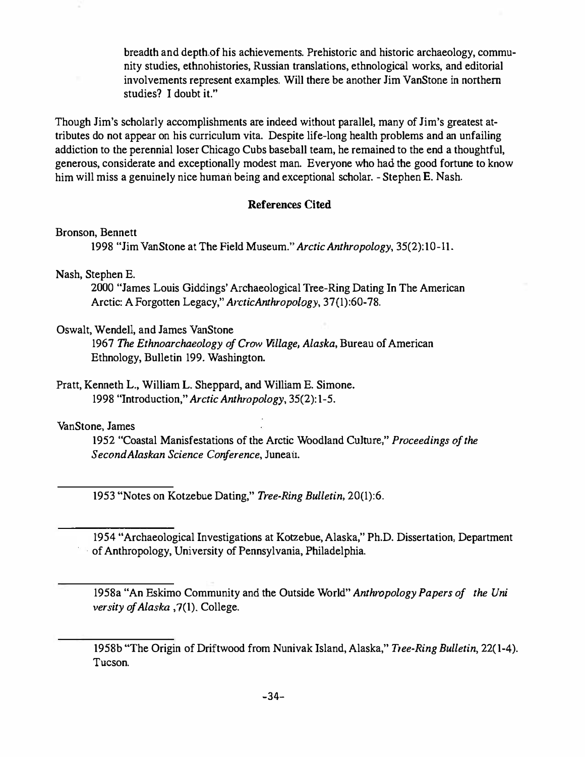breadth and depth of his achievements. Prehistoric and historic archaeology, community studies, ethnohistories, Russian translations, ethnological works, and editorial involvements represent examples. Will there be another Jim VanStone in northern studies? I doubt it."

Though Jim's scholarly accomplishments are indeed without parallel, many of Jim's greatest attributes do not appear on his curriculum vita. Despite life-long health problems and an unfailing addiction to the perennial loser Chicago Cubs baseball team, he remained to the end a thoughtful, generous, considerate and exceptionally modest man. Everyone who had the good fortune to know him will miss a genuinely nice human being and exceptional scholar. - Stephen E. Nash.

## References Cited

Bronson, Bennett

1998 "Jim VanStone at The Field Museum." *Arctic Anthropology*, 35(2):10-11.

Nash, Stephen E.

2000 "James Louis Giddings' Archaeological Tree-Ring Dating In The American Arctic: A Forgotten Legacy," *ArcticAnthropology*, 37(1):60-78.

Oswalt, Wendell, and James VanStone

1967 *The Ethnoarchaeology of Crow Village, Alaska*, Bureau of American Ethnology, Bulletin 199. Washington.

Pratt, Kenneth L., William L. Sheppard, and William E. Simone.

1998 "Introduction," *Arctic Anthropology*, 35(2):1-5.

VanStone, James

1952 "Coastal Manisfestations of the Arctic Woodland Culture," *Proceedings of the SecondAlaskan Science Conference*, Juneau.

———

1953 "Notes on Kotzebue Dating," *Tree-Ring Bulletin*, 20(1):6.

———

1954 "Archaeological Investigations at Kotzebue, Alaska," Ph.D. Dissertation, Department of Anthropology, University of Pennsylvania, Philadelphia.

———

1958a "An Eskimo Community and the Outside World" *Anthropology Papers of the Uni versity of Alaska* ,7(1). College.

———

1958b "The Origin of Driftwood from Nunivak Island, Alaska," *Tree-Ring Bulletin*, 22(1-4). Tucson.